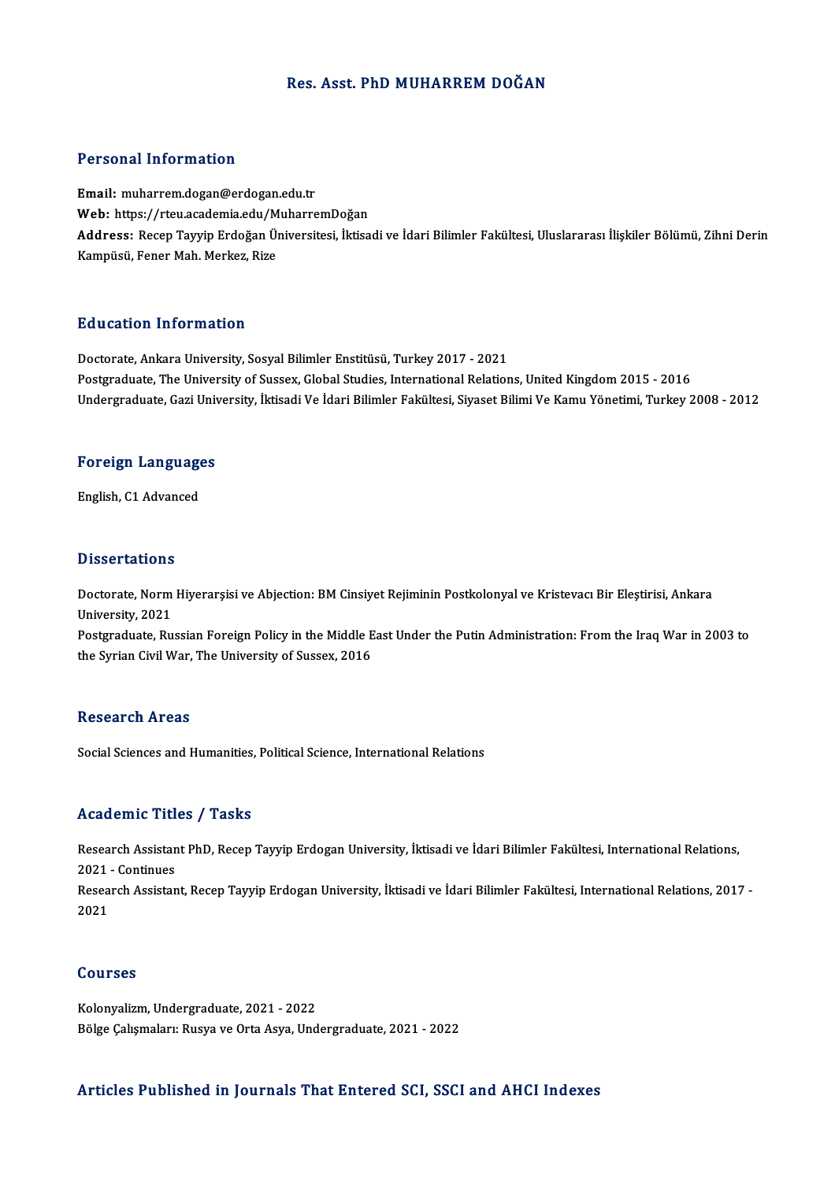# Res. Asst. PhD MUHARREM DOĞAN

## Personal Information

**Email:** muharrem.dogan@erdogan.edu.tr
**Web:** https://rteu.academia.edu/MuharremDoğan
**Address:** Recep Tayyip Erdoğan Üniversitesi, İktisadi ve İdari Bilimler Fakültesi, Uluslararası İlişkiler Bölümü, Zihni Derin Kampüsü, Fener Mah. Merkez, Rize

## Education Information

Doctorate, Ankara University, Sosyal Bilimler Enstitüsü, Turkey 2017 - 2021
Postgraduate, The University of Sussex, Global Studies, International Relations, United Kingdom 2015 - 2016
Undergraduate, Gazi University, İktisadi Ve İdari Bilimler Fakültesi, Siyaset Bilimi Ve Kamu Yönetimi, Turkey 2008 - 2012

## Foreign Languages

English, C1 Advanced

## Dissertations

Doctorate, Norm Hiyerarşisi ve Abjection: BM Cinsiyet Rejiminin Postkolonyal ve Kristevacı Bir Eleştirisi, Ankara University, 2021
Postgraduate, Russian Foreign Policy in the Middle East Under the Putin Administration: From the Iraq War in 2003 to the Syrian Civil War, The University of Sussex, 2016

## Research Areas

Social Sciences and Humanities, Political Science, International Relations

## Academic Titles / Tasks

Research Assistant PhD, Recep Tayyip Erdogan University, İktisadi ve İdari Bilimler Fakültesi, International Relations, 2021 - Continues
Research Assistant, Recep Tayyip Erdogan University, İktisadi ve İdari Bilimler Fakültesi, International Relations, 2017 - 2021

## Courses

Kolonyalizm, Undergraduate, 2021 - 2022
Bölge Çalışmaları: Rusya ve Orta Asya, Undergraduate, 2021 - 2022

## Articles Published in Journals That Entered SCI, SSCI and AHCI Indexes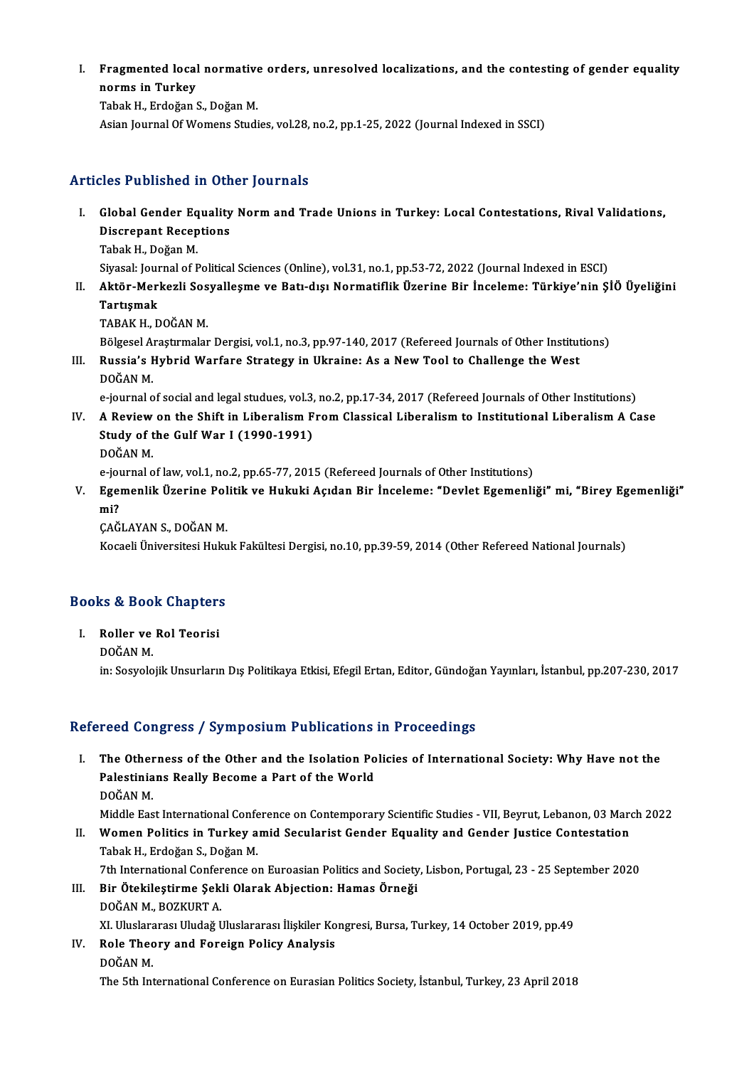I. **Fragmented local normative orders, unresolved localizations, and the contesting of gender equality norms in Turkey**
Tabak H., Erdoğan S., Doğan M.
Asian Journal Of Womens Studies, vol.28, no.2, pp.1-25, 2022 (Journal Indexed in SSCI)

## Articles Published in Other Journals

I. **Global Gender Equality Norm and Trade Unions in Turkey: Local Contestations, Rival Validations, Discrepant Receptions**
Tabak H., Doğan M.
Siyasal: Journal of Political Sciences (Online), vol.31, no.1, pp.53-72, 2022 (Journal Indexed in ESCI)

II. **Aktör-Merkezli Sosyalleşme ve Batı-dışı Normatiflik Üzerine Bir İnceleme: Türkiye'nin ŞİÖ Üyeliğini Tartışmak**
TABAK H., DOĞAN M.
Bölgesel Araştırmalar Dergisi, vol.1, no.3, pp.97-140, 2017 (Refereed Journals of Other Institutions)

III. **Russia's Hybrid Warfare Strategy in Ukraine: As a New Tool to Challenge the West**
DOĞAN M.
e-journal of social and legal studues, vol.3, no.2, pp.17-34, 2017 (Refereed Journals of Other Institutions)

IV. **A Review on the Shift in Liberalism From Classical Liberalism to Institutional Liberalism A Case Study of the Gulf War I (1990-1991)**
DOĞAN M.
e-journal of law, vol.1, no.2, pp.65-77, 2015 (Refereed Journals of Other Institutions)

V. **Egemenlik Üzerine Politik ve Hukuki Açıdan Bir İnceleme: "Devlet Egemenliği" mi, "Birey Egemenliği" mi?**
ÇAĞLAYAN S., DOĞAN M.
Kocaeli Üniversitesi Hukuk Fakültesi Dergisi, no.10, pp.39-59, 2014 (Other Refereed National Journals)

## Books & Book Chapters

I. **Roller ve Rol Teorisi**
DOĞAN M.
in: Sosyolojik Unsurların Dış Politikaya Etkisi, Efegil Ertan, Editor, Gündoğan Yayınları, İstanbul, pp.207-230, 2017

## Refereed Congress / Symposium Publications in Proceedings

I. **The Otherness of the Other and the Isolation Policies of International Society: Why Have not the Palestinians Really Become a Part of the World**
DOĞAN M.
Middle East International Conference on Contemporary Scientific Studies - VII, Beyrut, Lebanon, 03 March 2022

II. **Women Politics in Turkey amid Secularist Gender Equality and Gender Justice Contestation**
Tabak H., Erdoğan S., Doğan M.
7th International Conference on Euroasian Politics and Society, Lisbon, Portugal, 23 - 25 September 2020

III. **Bir Ötekileştirme Şekli Olarak Abjection: Hamas Örneği**
DOĞAN M., BOZKURT A.
XI. Uluslararası Uludağ Uluslararası İlişkiler Kongresi, Bursa, Turkey, 14 October 2019, pp.49

IV. **Role Theory and Foreign Policy Analysis**
DOĞAN M.
The 5th International Conference on Eurasian Politics Society, İstanbul, Turkey, 23 April 2018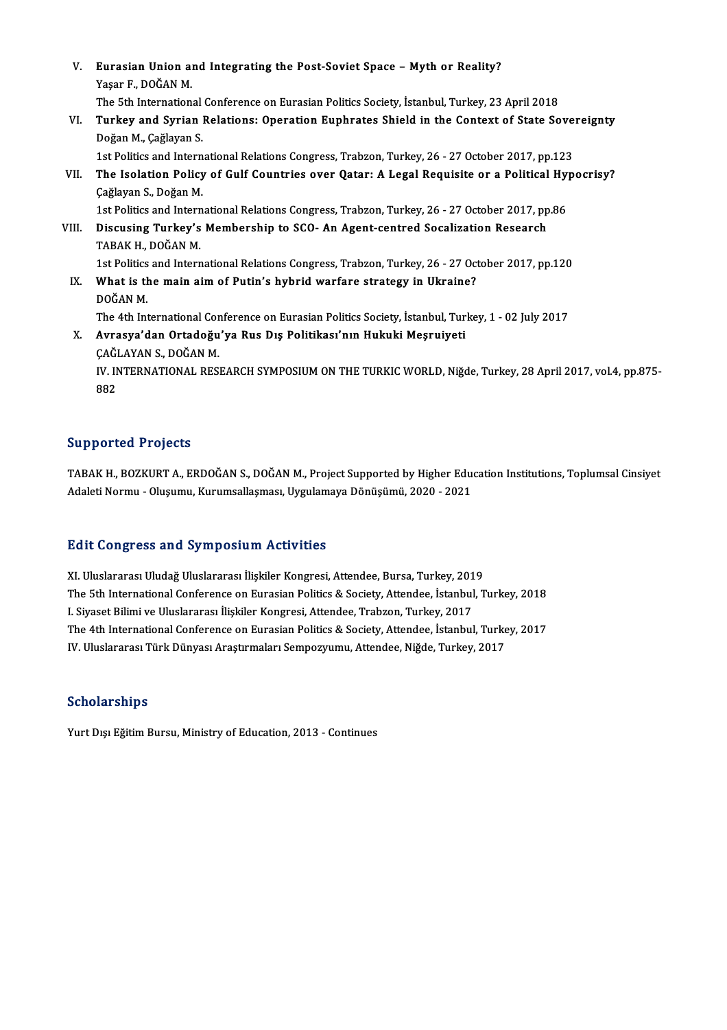V. **Eurasian Union and Integrating the Post-Soviet Space – Myth or Reality?**
Yaşar F., DOĞAN M.
The 5th International Conference on Eurasian Politics Society, İstanbul, Turkey, 23 April 2018

VI. **Turkey and Syrian Relations: Operation Euphrates Shield in the Context of State Sovereignty**
Doğan M., Çağlayan S.
1st Politics and International Relations Congress, Trabzon, Turkey, 26 - 27 October 2017, pp.123

VII. **The Isolation Policy of Gulf Countries over Qatar: A Legal Requisite or a Political Hypocrisy?**
Çağlayan S., Doğan M.
1st Politics and International Relations Congress, Trabzon, Turkey, 26 - 27 October 2017, pp.86

VIII. **Discusing Turkey's Membership to SCO- An Agent-centred Socalization Research**
TABAK H., DOĞAN M.
1st Politics and International Relations Congress, Trabzon, Turkey, 26 - 27 October 2017, pp.120

IX. **What is the main aim of Putin's hybrid warfare strategy in Ukraine?**
DOĞAN M.
The 4th International Conference on Eurasian Politics Society, İstanbul, Turkey, 1 - 02 July 2017

X. **Avrasya'dan Ortadoğu'ya Rus Dış Politikası'nın Hukuki Meşruiyeti**
ÇAĞLAYAN S., DOĞAN M.
IV. INTERNATIONAL RESEARCH SYMPOSIUM ON THE TURKIC WORLD, Niğde, Turkey, 28 April 2017, vol.4, pp.875-882

## Supported Projects

TABAK H., BOZKURT A., ERDOĞAN S., DOĞAN M., Project Supported by Higher Education Institutions, Toplumsal Cinsiyet Adaleti Normu - Oluşumu, Kurumsallaşması, Uygulamaya Dönüşümü, 2020 - 2021

## Edit Congress and Symposium Activities

XI. Uluslararası Uludağ Uluslararası İlişkiler Kongresi, Attendee, Bursa, Turkey, 2019
The 5th International Conference on Eurasian Politics & Society, Attendee, İstanbul, Turkey, 2018
I. Siyaset Bilimi ve Uluslararası İlişkiler Kongresi, Attendee, Trabzon, Turkey, 2017
The 4th International Conference on Eurasian Politics & Society, Attendee, İstanbul, Turkey, 2017
IV. Uluslararası Türk Dünyası Araştırmaları Sempozyumu, Attendee, Niğde, Turkey, 2017

## Scholarships

Yurt Dışı Eğitim Bursu, Ministry of Education, 2013 - Continues